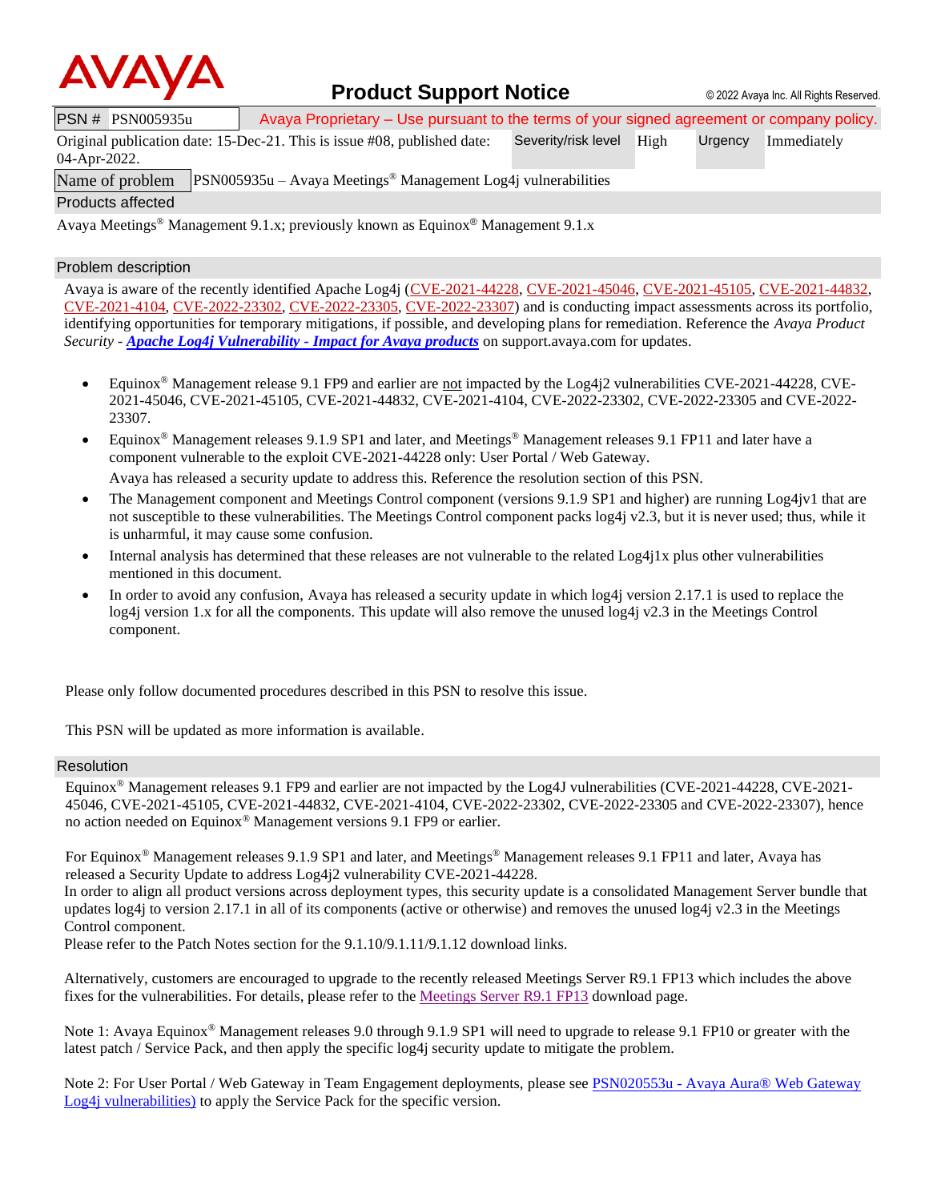# AVAYA Product Support Notice

© 2022 Avaya Inc. All Rights Reserved.

| PSN # PSN005935u | Avaya Proprietary – Use pursuant to the terms of your signed agreement or company policy. | | | |
|---|---|---|---|---|
| Original publication date: 15-Dec-21. This is issue #08, published date: 04-Apr-2022. | Severity/risk level | High | Urgency | Immediately |
| Name of problem | PSN005935u – Avaya Meetings® Management Log4j vulnerabilities | | | |

## Products affected

Avaya Meetings® Management 9.1.x; previously known as Equinox® Management 9.1.x

## Problem description

Avaya is aware of the recently identified Apache Log4j (CVE-2021-44228, CVE-2021-45046, CVE-2021-45105, CVE-2021-44832, CVE-2021-4104, CVE-2022-23302, CVE-2022-23305, CVE-2022-23307) and is conducting impact assessments across its portfolio, identifying opportunities for temporary mitigations, if possible, and developing plans for remediation. Reference the *Avaya Product Security* - ***Apache Log4j Vulnerability - Impact for Avaya products*** on support.avaya.com for updates.

- Equinox® Management release 9.1 FP9 and earlier are not impacted by the Log4j2 vulnerabilities CVE-2021-44228, CVE-2021-45046, CVE-2021-45105, CVE-2021-44832, CVE-2021-4104, CVE-2022-23302, CVE-2022-23305 and CVE-2022-23307.
- Equinox® Management releases 9.1.9 SP1 and later, and Meetings® Management releases 9.1 FP11 and later have a component vulnerable to the exploit CVE-2021-44228 only: User Portal / Web Gateway.

  Avaya has released a security update to address this. Reference the resolution section of this PSN.
- The Management component and Meetings Control component (versions 9.1.9 SP1 and higher) are running Log4jv1 that are not susceptible to these vulnerabilities. The Meetings Control component packs log4j v2.3, but it is never used; thus, while it is unharmful, it may cause some confusion.
- Internal analysis has determined that these releases are not vulnerable to the related Log4j1x plus other vulnerabilities mentioned in this document.
- In order to avoid any confusion, Avaya has released a security update in which log4j version 2.17.1 is used to replace the log4j version 1.x for all the components. This update will also remove the unused log4j v2.3 in the Meetings Control component.

Please only follow documented procedures described in this PSN to resolve this issue.

This PSN will be updated as more information is available.

## Resolution

Equinox® Management releases 9.1 FP9 and earlier are not impacted by the Log4J vulnerabilities (CVE-2021-44228, CVE-2021-45046, CVE-2021-45105, CVE-2021-44832, CVE-2021-4104, CVE-2022-23302, CVE-2022-23305 and CVE-2022-23307), hence no action needed on Equinox® Management versions 9.1 FP9 or earlier.

For Equinox® Management releases 9.1.9 SP1 and later, and Meetings® Management releases 9.1 FP11 and later, Avaya has released a Security Update to address Log4j2 vulnerability CVE-2021-44228.
In order to align all product versions across deployment types, this security update is a consolidated Management Server bundle that updates log4j to version 2.17.1 in all of its components (active or otherwise) and removes the unused log4j v2.3 in the Meetings Control component.
Please refer to the Patch Notes section for the 9.1.10/9.1.11/9.1.12 download links.

Alternatively, customers are encouraged to upgrade to the recently released Meetings Server R9.1 FP13 which includes the above fixes for the vulnerabilities. For details, please refer to the Meetings Server R9.1 FP13 download page.

Note 1: Avaya Equinox® Management releases 9.0 through 9.1.9 SP1 will need to upgrade to release 9.1 FP10 or greater with the latest patch / Service Pack, and then apply the specific log4j security update to mitigate the problem.

Note 2: For User Portal / Web Gateway in Team Engagement deployments, please see PSN020553u - Avaya Aura® Web Gateway Log4j vulnerabilities) to apply the Service Pack for the specific version.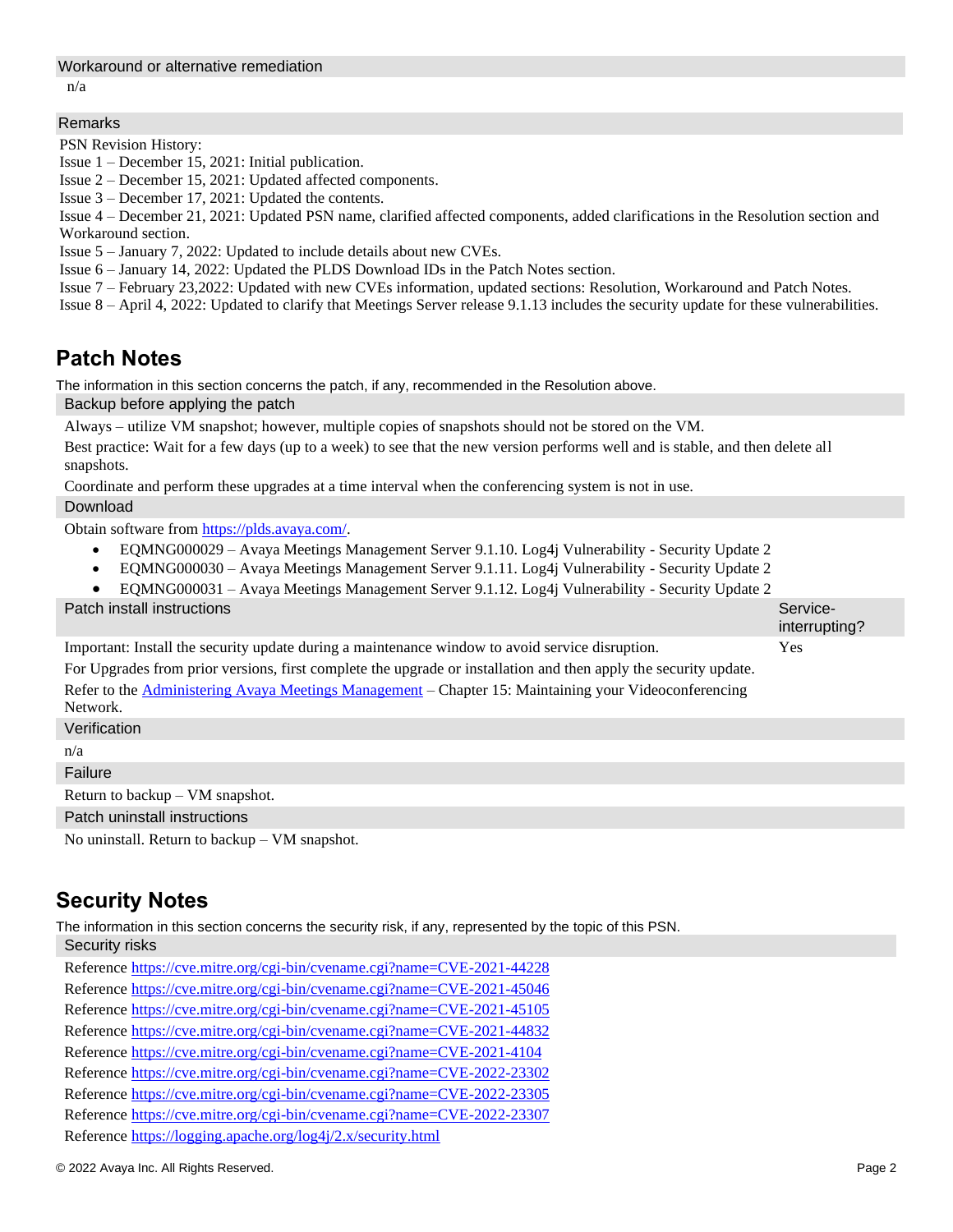### Workaround or alternative remediation

n/a

### Remarks

PSN Revision History:
Issue 1 – December 15, 2021: Initial publication.
Issue 2 – December 15, 2021: Updated affected components.
Issue 3 – December 17, 2021: Updated the contents.
Issue 4 – December 21, 2021: Updated PSN name, clarified affected components, added clarifications in the Resolution section and Workaround section.
Issue 5 – January 7, 2022: Updated to include details about new CVEs.
Issue 6 – January 14, 2022: Updated the PLDS Download IDs in the Patch Notes section.
Issue 7 – February 23,2022: Updated with new CVEs information, updated sections: Resolution, Workaround and Patch Notes.
Issue 8 – April 4, 2022: Updated to clarify that Meetings Server release 9.1.13 includes the security update for these vulnerabilities.

## Patch Notes

The information in this section concerns the patch, if any, recommended in the Resolution above.

### Backup before applying the patch

Always – utilize VM snapshot; however, multiple copies of snapshots should not be stored on the VM.

Best practice: Wait for a few days (up to a week) to see that the new version performs well and is stable, and then delete all snapshots.

Coordinate and perform these upgrades at a time interval when the conferencing system is not in use.

### Download

Obtain software from https://plds.avaya.com/.

- EQMNG000029 – Avaya Meetings Management Server 9.1.10. Log4j Vulnerability - Security Update 2
- EQMNG000030 – Avaya Meetings Management Server 9.1.11. Log4j Vulnerability - Security Update 2
- EQMNG000031 – Avaya Meetings Management Server 9.1.12. Log4j Vulnerability - Security Update 2

| Patch install instructions | Service-interrupting? |
|---|---|
| Important: Install the security update during a maintenance window to avoid service disruption.<br>For Upgrades from prior versions, first complete the upgrade or installation and then apply the security update.<br>Refer to the Administering Avaya Meetings Management – Chapter 15: Maintaining your Videoconferencing Network. | Yes |

### Verification

n/a

### Failure

Return to backup – VM snapshot.

### Patch uninstall instructions

No uninstall. Return to backup – VM snapshot.

## Security Notes

The information in this section concerns the security risk, if any, represented by the topic of this PSN.

### Security risks

Reference https://cve.mitre.org/cgi-bin/cvename.cgi?name=CVE-2021-44228
Reference https://cve.mitre.org/cgi-bin/cvename.cgi?name=CVE-2021-45046
Reference https://cve.mitre.org/cgi-bin/cvename.cgi?name=CVE-2021-45105
Reference https://cve.mitre.org/cgi-bin/cvename.cgi?name=CVE-2021-44832
Reference https://cve.mitre.org/cgi-bin/cvename.cgi?name=CVE-2021-4104
Reference https://cve.mitre.org/cgi-bin/cvename.cgi?name=CVE-2022-23302
Reference https://cve.mitre.org/cgi-bin/cvename.cgi?name=CVE-2022-23305
Reference https://cve.mitre.org/cgi-bin/cvename.cgi?name=CVE-2022-23307
Reference https://logging.apache.org/log4j/2.x/security.html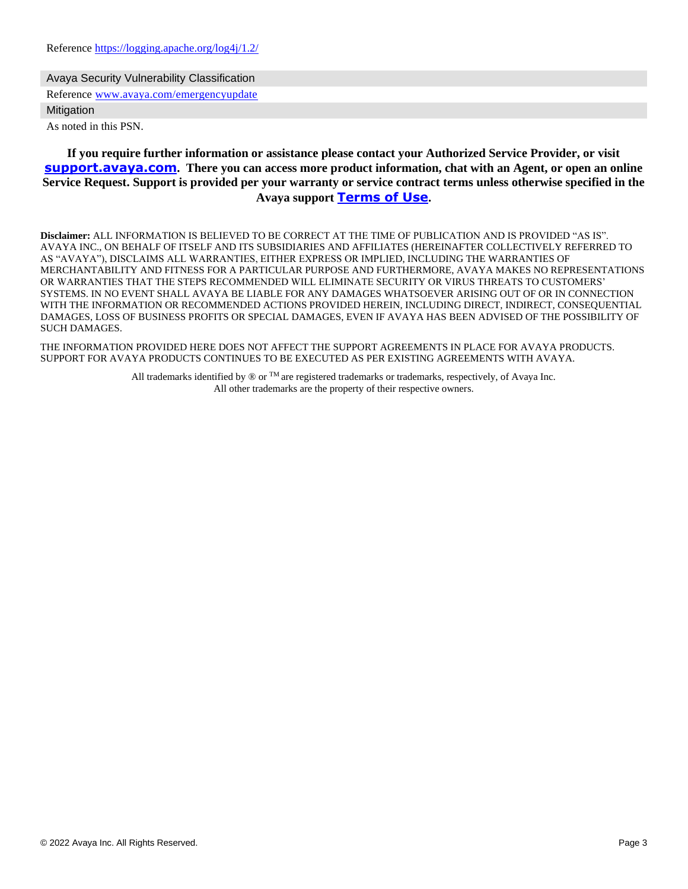Reference https://logging.apache.org/log4j/1.2/

## Avaya Security Vulnerability Classification

Reference www.avaya.com/emergencyupdate

## Mitigation

As noted in this PSN.

**If you require further information or assistance please contact your Authorized Service Provider, or visit support.avaya.com. There you can access more product information, chat with an Agent, or open an online Service Request. Support is provided per your warranty or service contract terms unless otherwise specified in the Avaya support Terms of Use.**

**Disclaimer:** ALL INFORMATION IS BELIEVED TO BE CORRECT AT THE TIME OF PUBLICATION AND IS PROVIDED "AS IS". AVAYA INC., ON BEHALF OF ITSELF AND ITS SUBSIDIARIES AND AFFILIATES (HEREINAFTER COLLECTIVELY REFERRED TO AS "AVAYA"), DISCLAIMS ALL WARRANTIES, EITHER EXPRESS OR IMPLIED, INCLUDING THE WARRANTIES OF MERCHANTABILITY AND FITNESS FOR A PARTICULAR PURPOSE AND FURTHERMORE, AVAYA MAKES NO REPRESENTATIONS OR WARRANTIES THAT THE STEPS RECOMMENDED WILL ELIMINATE SECURITY OR VIRUS THREATS TO CUSTOMERS' SYSTEMS. IN NO EVENT SHALL AVAYA BE LIABLE FOR ANY DAMAGES WHATSOEVER ARISING OUT OF OR IN CONNECTION WITH THE INFORMATION OR RECOMMENDED ACTIONS PROVIDED HEREIN, INCLUDING DIRECT, INDIRECT, CONSEQUENTIAL DAMAGES, LOSS OF BUSINESS PROFITS OR SPECIAL DAMAGES, EVEN IF AVAYA HAS BEEN ADVISED OF THE POSSIBILITY OF SUCH DAMAGES.

THE INFORMATION PROVIDED HERE DOES NOT AFFECT THE SUPPORT AGREEMENTS IN PLACE FOR AVAYA PRODUCTS. SUPPORT FOR AVAYA PRODUCTS CONTINUES TO BE EXECUTED AS PER EXISTING AGREEMENTS WITH AVAYA.

All trademarks identified by ® or ™ are registered trademarks or trademarks, respectively, of Avaya Inc.
All other trademarks are the property of their respective owners.

© 2022 Avaya Inc. All Rights Reserved.